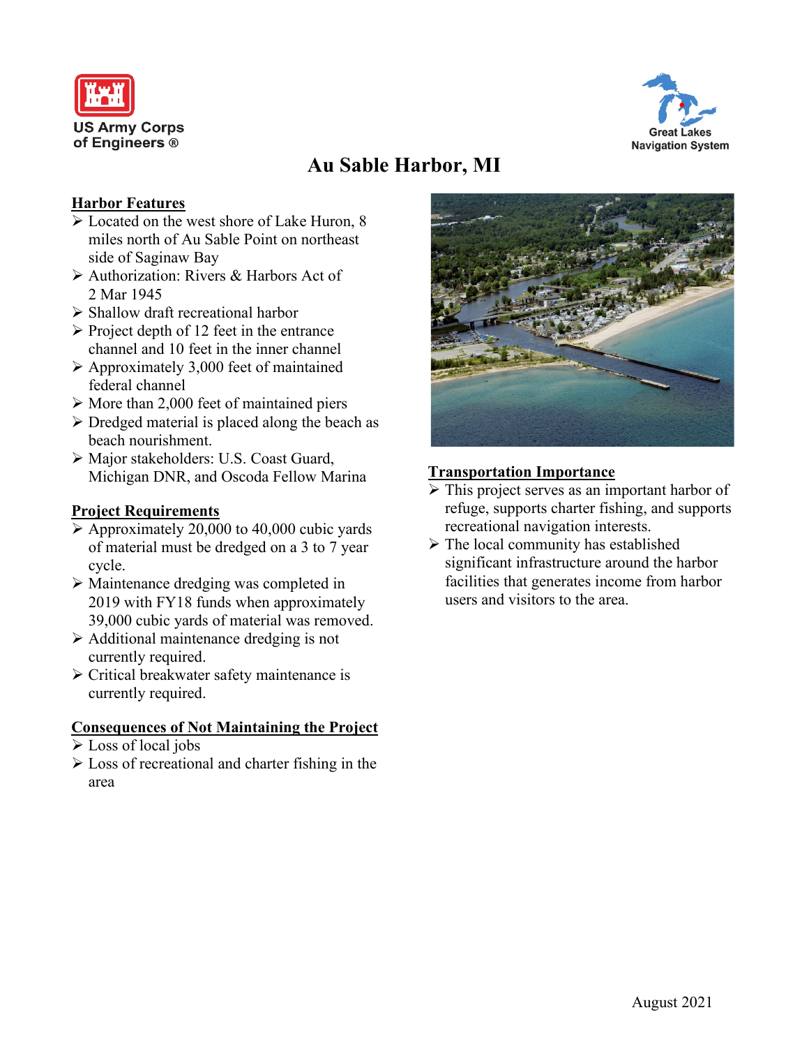US Army Corps of Engineers ®

Great Lakes Navigation System

# Au Sable Harbor, MI

## Harbor Features

- Located on the west shore of Lake Huron, 8 miles north of Au Sable Point on northeast side of Saginaw Bay
- Authorization: Rivers & Harbors Act of 2 Mar 1945
- Shallow draft recreational harbor
- Project depth of 12 feet in the entrance channel and 10 feet in the inner channel
- Approximately 3,000 feet of maintained federal channel
- More than 2,000 feet of maintained piers
- Dredged material is placed along the beach as beach nourishment.
- Major stakeholders: U.S. Coast Guard, Michigan DNR, and Oscoda Fellow Marina

## Project Requirements

- Approximately 20,000 to 40,000 cubic yards of material must be dredged on a 3 to 7 year cycle.
- Maintenance dredging was completed in 2019 with FY18 funds when approximately 39,000 cubic yards of material was removed.
- Additional maintenance dredging is not currently required.
- Critical breakwater safety maintenance is currently required.

## Consequences of Not Maintaining the Project

- Loss of local jobs
- Loss of recreational and charter fishing in the area

## Transportation Importance

- This project serves as an important harbor of refuge, supports charter fishing, and supports recreational navigation interests.
- The local community has established significant infrastructure around the harbor facilities that generates income from harbor users and visitors to the area.

August 2021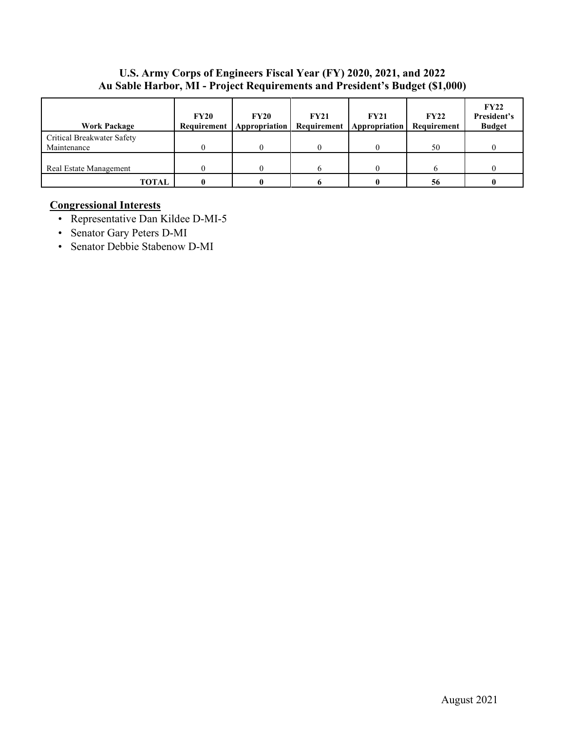**U.S. Army Corps of Engineers Fiscal Year (FY) 2020, 2021, and 2022**
**Au Sable Harbor, MI - Project Requirements and President's Budget ($1,000)**

| Work Package | FY20 Requirement | FY20 Appropriation | FY21 Requirement | FY21 Appropriation | FY22 Requirement | FY22 President's Budget |
|---|---|---|---|---|---|---|
| Critical Breakwater Safety Maintenance | 0 | 0 | 0 | 0 | 50 | 0 |
| Real Estate Management | 0 | 0 | 6 | 0 | 6 | 0 |
| **TOTAL** | **0** | **0** | **6** | **0** | **56** | **0** |

**Congressional Interests**

- Representative Dan Kildee D-MI-5
- Senator Gary Peters D-MI
- Senator Debbie Stabenow D-MI

August 2021